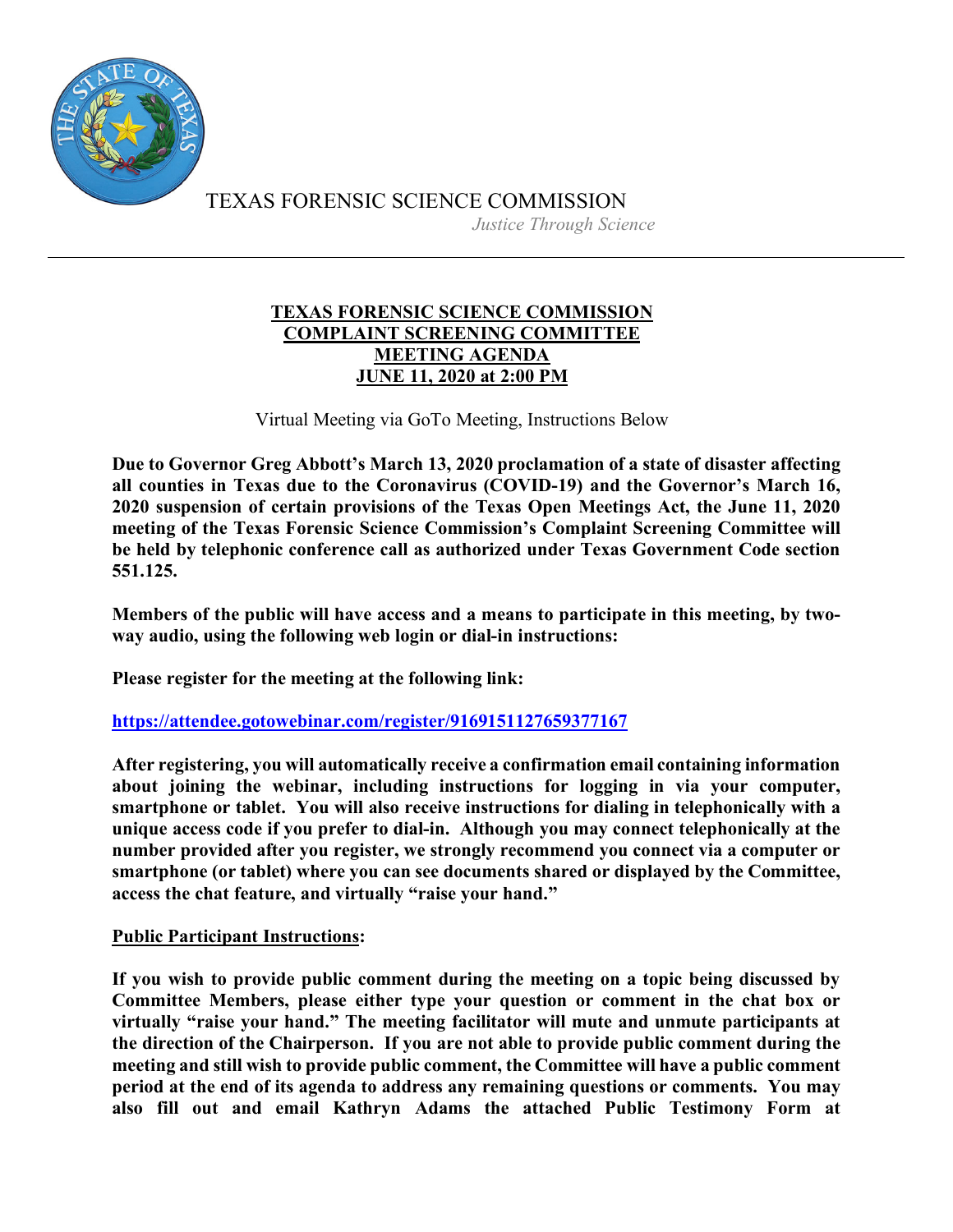TEXAS FORENSIC SCIENCE COMMISSION

*Justice Through Science*

---

# TEXAS FORENSIC SCIENCE COMMISSION COMPLAINT SCREENING COMMITTEE MEETING AGENDA JUNE 11, 2020 at 2:00 PM

Virtual Meeting via GoTo Meeting, Instructions Below

**Due to Governor Greg Abbott's March 13, 2020 proclamation of a state of disaster affecting all counties in Texas due to the Coronavirus (COVID-19) and the Governor's March 16, 2020 suspension of certain provisions of the Texas Open Meetings Act, the June 11, 2020 meeting of the Texas Forensic Science Commission's Complaint Screening Committee will be held by telephonic conference call as authorized under Texas Government Code section 551.125.**

**Members of the public will have access and a means to participate in this meeting, by two-way audio, using the following web login or dial-in instructions:**

**Please register for the meeting at the following link:**

**https://attendee.gotowebinar.com/register/9169151127659377167**

**After registering, you will automatically receive a confirmation email containing information about joining the webinar, including instructions for logging in via your computer, smartphone or tablet. You will also receive instructions for dialing in telephonically with a unique access code if you prefer to dial-in. Although you may connect telephonically at the number provided after you register, we strongly recommend you connect via a computer or smartphone (or tablet) where you can see documents shared or displayed by the Committee, access the chat feature, and virtually "raise your hand."**

**Public Participant Instructions:**

**If you wish to provide public comment during the meeting on a topic being discussed by Committee Members, please either type your question or comment in the chat box or virtually "raise your hand." The meeting facilitator will mute and unmute participants at the direction of the Chairperson. If you are not able to provide public comment during the meeting and still wish to provide public comment, the Committee will have a public comment period at the end of its agenda to address any remaining questions or comments. You may also fill out and email Kathryn Adams the attached Public Testimony Form at**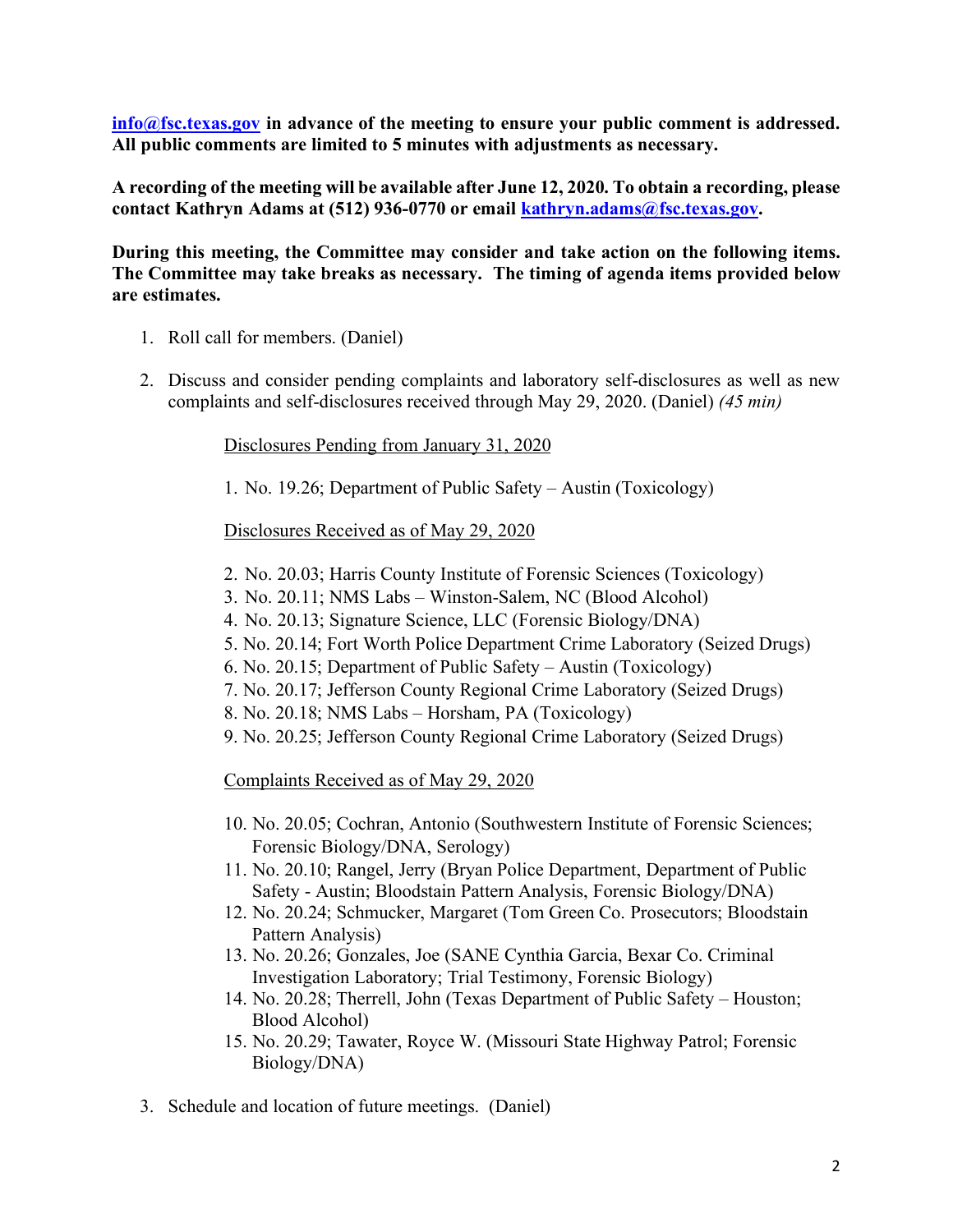**info@fsc.texas.gov in advance of the meeting to ensure your public comment is addressed. All public comments are limited to 5 minutes with adjustments as necessary.**

**A recording of the meeting will be available after June 12, 2020. To obtain a recording, please contact Kathryn Adams at (512) 936-0770 or email kathryn.adams@fsc.texas.gov.**

**During this meeting, the Committee may consider and take action on the following items. The Committee may take breaks as necessary. The timing of agenda items provided below are estimates.**

1. Roll call for members. (Daniel)

2. Discuss and consider pending complaints and laboratory self-disclosures as well as new complaints and self-disclosures received through May 29, 2020. (Daniel) *(45 min)*

   Disclosures Pending from January 31, 2020

   1. No. 19.26; Department of Public Safety – Austin (Toxicology)

   Disclosures Received as of May 29, 2020

   2. No. 20.03; Harris County Institute of Forensic Sciences (Toxicology)
   3. No. 20.11; NMS Labs – Winston-Salem, NC (Blood Alcohol)
   4. No. 20.13; Signature Science, LLC (Forensic Biology/DNA)
   5. No. 20.14; Fort Worth Police Department Crime Laboratory (Seized Drugs)
   6. No. 20.15; Department of Public Safety – Austin (Toxicology)
   7. No. 20.17; Jefferson County Regional Crime Laboratory (Seized Drugs)
   8. No. 20.18; NMS Labs – Horsham, PA (Toxicology)
   9. No. 20.25; Jefferson County Regional Crime Laboratory (Seized Drugs)

   Complaints Received as of May 29, 2020

   10. No. 20.05; Cochran, Antonio (Southwestern Institute of Forensic Sciences; Forensic Biology/DNA, Serology)
   11. No. 20.10; Rangel, Jerry (Bryan Police Department, Department of Public Safety - Austin; Bloodstain Pattern Analysis, Forensic Biology/DNA)
   12. No. 20.24; Schmucker, Margaret (Tom Green Co. Prosecutors; Bloodstain Pattern Analysis)
   13. No. 20.26; Gonzales, Joe (SANE Cynthia Garcia, Bexar Co. Criminal Investigation Laboratory; Trial Testimony, Forensic Biology)
   14. No. 20.28; Therrell, John (Texas Department of Public Safety – Houston; Blood Alcohol)
   15. No. 20.29; Tawater, Royce W. (Missouri State Highway Patrol; Forensic Biology/DNA)

3. Schedule and location of future meetings. (Daniel)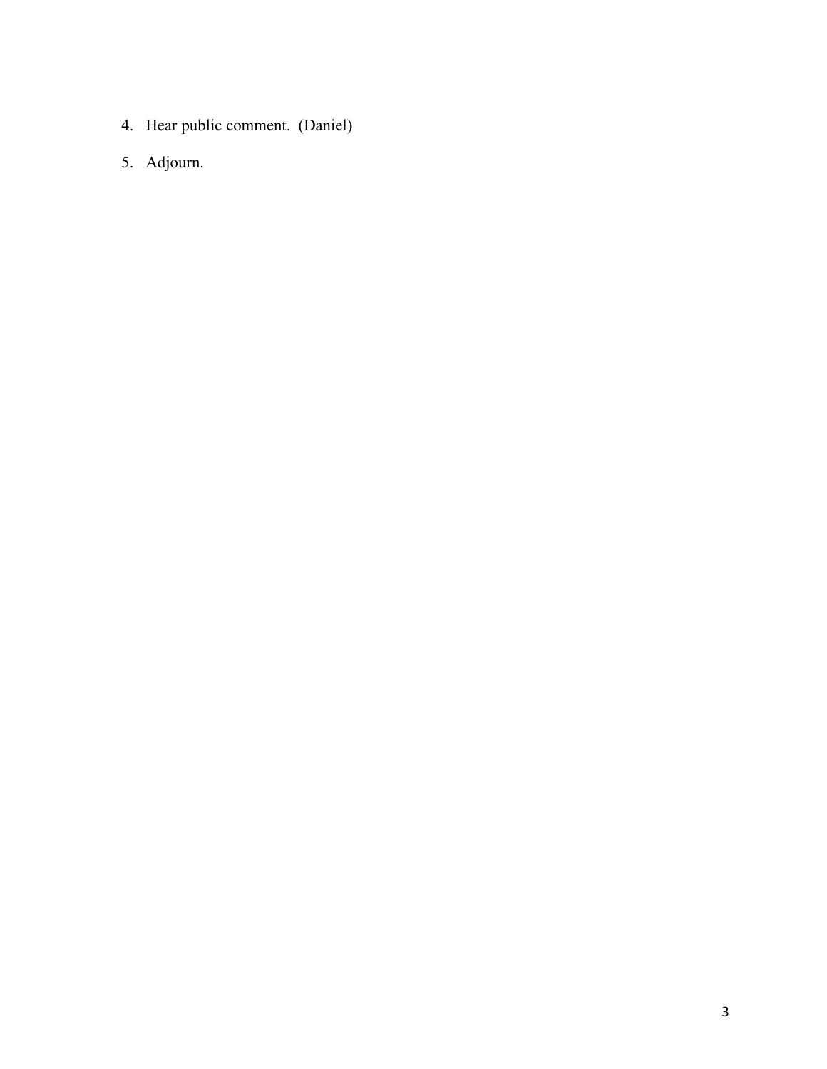4. Hear public comment. (Daniel)

5. Adjourn.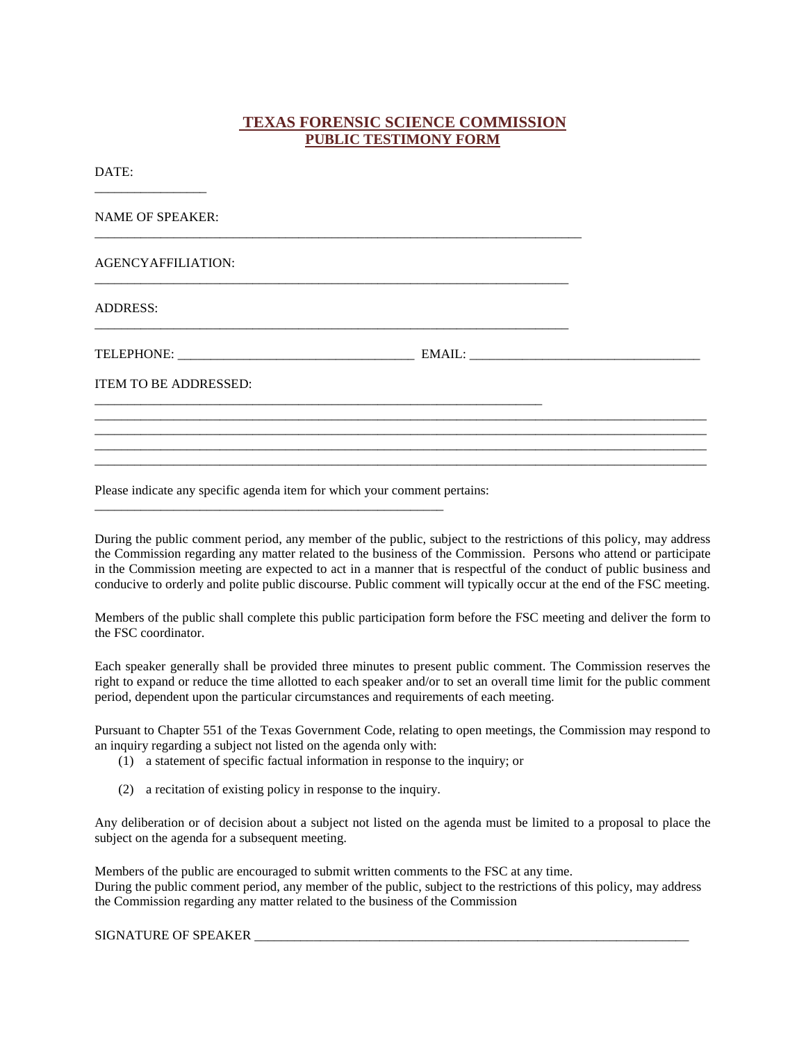# TEXAS FORENSIC SCIENCE COMMISSION
## PUBLIC TESTIMONY FORM

DATE:

________________

NAME OF SPEAKER:

______________________________________________________________________

AGENCYAFFILIATION:

____________________________________________________________________

ADDRESS:

____________________________________________________________________

TELEPHONE: __________________________________ EMAIL: _________________________________

ITEM TO BE ADDRESSED:

________________________________________________________________
________________________________________________________________________________________
________________________________________________________________________________________
________________________________________________________________________________________
________________________________________________________________________________________

Please indicate any specific agenda item for which your comment pertains:

__________________________________________________

During the public comment period, any member of the public, subject to the restrictions of this policy, may address the Commission regarding any matter related to the business of the Commission. Persons who attend or participate in the Commission meeting are expected to act in a manner that is respectful of the conduct of public business and conducive to orderly and polite public discourse. Public comment will typically occur at the end of the FSC meeting.

Members of the public shall complete this public participation form before the FSC meeting and deliver the form to the FSC coordinator.

Each speaker generally shall be provided three minutes to present public comment. The Commission reserves the right to expand or reduce the time allotted to each speaker and/or to set an overall time limit for the public comment period, dependent upon the particular circumstances and requirements of each meeting.

Pursuant to Chapter 551 of the Texas Government Code, relating to open meetings, the Commission may respond to an inquiry regarding a subject not listed on the agenda only with:

(1) a statement of specific factual information in response to the inquiry; or

(2) a recitation of existing policy in response to the inquiry.

Any deliberation or of decision about a subject not listed on the agenda must be limited to a proposal to place the subject on the agenda for a subsequent meeting.

Members of the public are encouraged to submit written comments to the FSC at any time.
During the public comment period, any member of the public, subject to the restrictions of this policy, may address the Commission regarding any matter related to the business of the Commission

SIGNATURE OF SPEAKER ______________________________________________________________